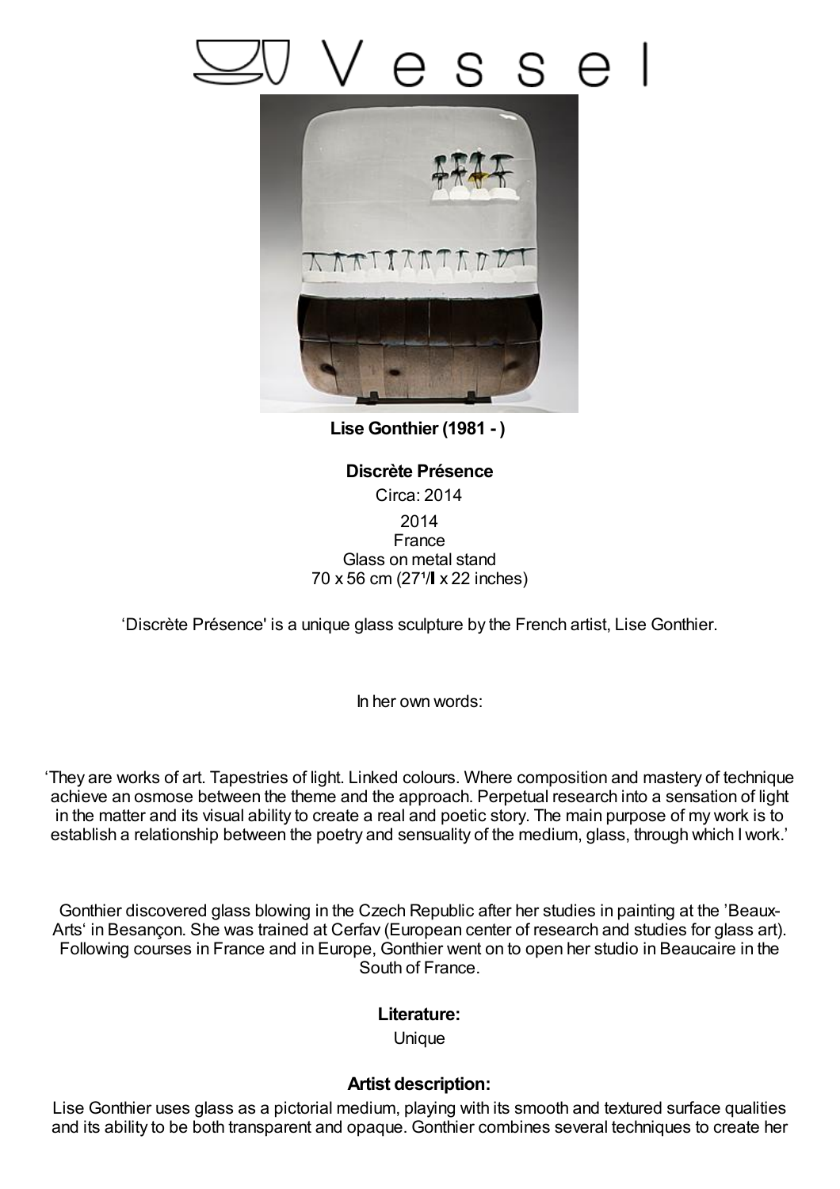# Vessel

**Lise Gonthier (1981 - )**

**Discrète Présence**

Circa: 2014

2014
France
Glass on metal stand
70 x 56 cm (27¹/ x 22 inches)

‘Discrète Présence' is a unique glass sculpture by the French artist, Lise Gonthier.

In her own words:

‘They are works of art. Tapestries of light. Linked colours. Where composition and mastery of technique achieve an osmose between the theme and the approach. Perpetual research into a sensation of light in the matter and its visual ability to create a real and poetic story. The main purpose of my work is to establish a relationship between the poetry and sensuality of the medium, glass, through which I work.’

Gonthier discovered glass blowing in the Czech Republic after her studies in painting at the ’Beaux-Arts‘ in Besançon. She was trained at Cerfav (European center of research and studies for glass art). Following courses in France and in Europe, Gonthier went on to open her studio in Beaucaire in the South of France.

**Literature:**

Unique

**Artist description:**

Lise Gonthier uses glass as a pictorial medium, playing with its smooth and textured surface qualities and its ability to be both transparent and opaque. Gonthier combines several techniques to create her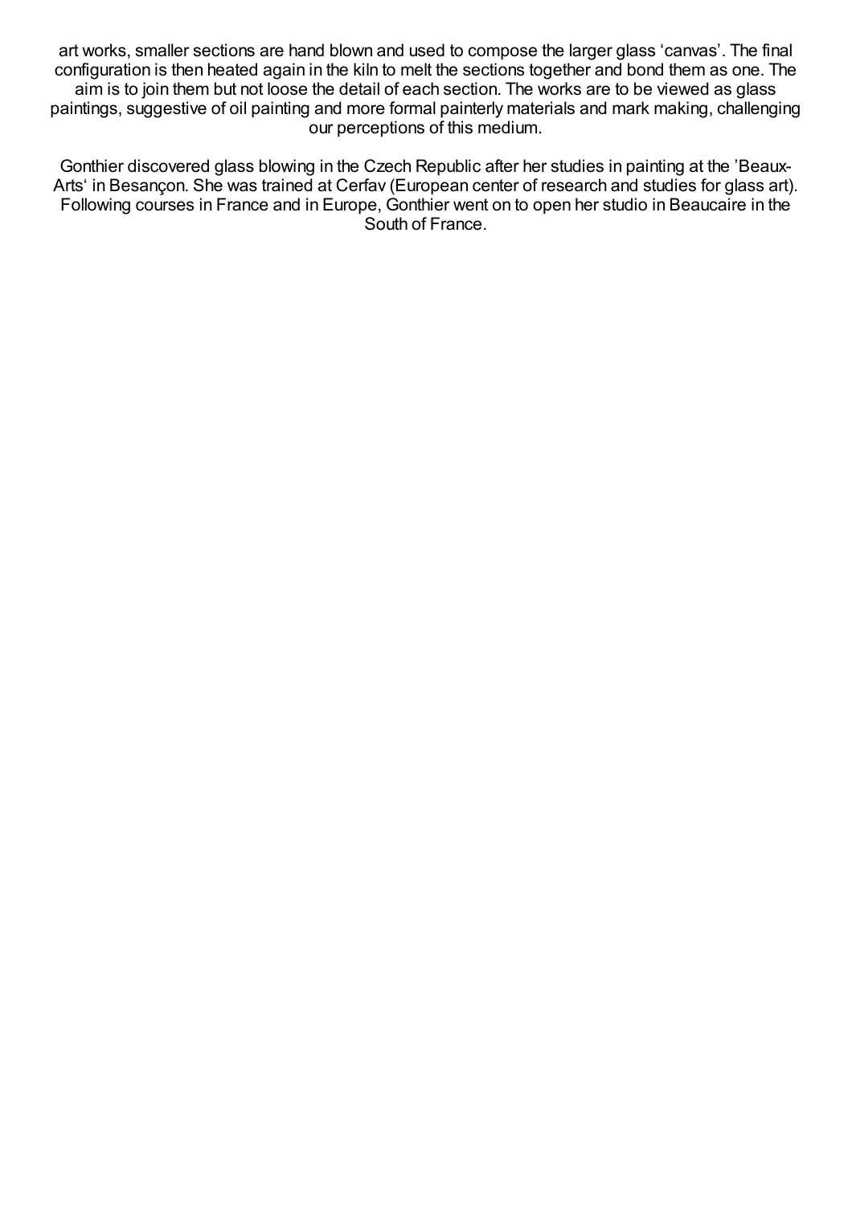art works, smaller sections are hand blown and used to compose the larger glass ‘canvas’. The final configuration is then heated again in the kiln to melt the sections together and bond them as one. The aim is to join them but not loose the detail of each section. The works are to be viewed as glass paintings, suggestive of oil painting and more formal painterly materials and mark making, challenging our perceptions of this medium.

Gonthier discovered glass blowing in the Czech Republic after her studies in painting at the ’Beaux-Arts‘ in Besançon. She was trained at Cerfav (European center of research and studies for glass art). Following courses in France and in Europe, Gonthier went on to open her studio in Beaucaire in the South of France.